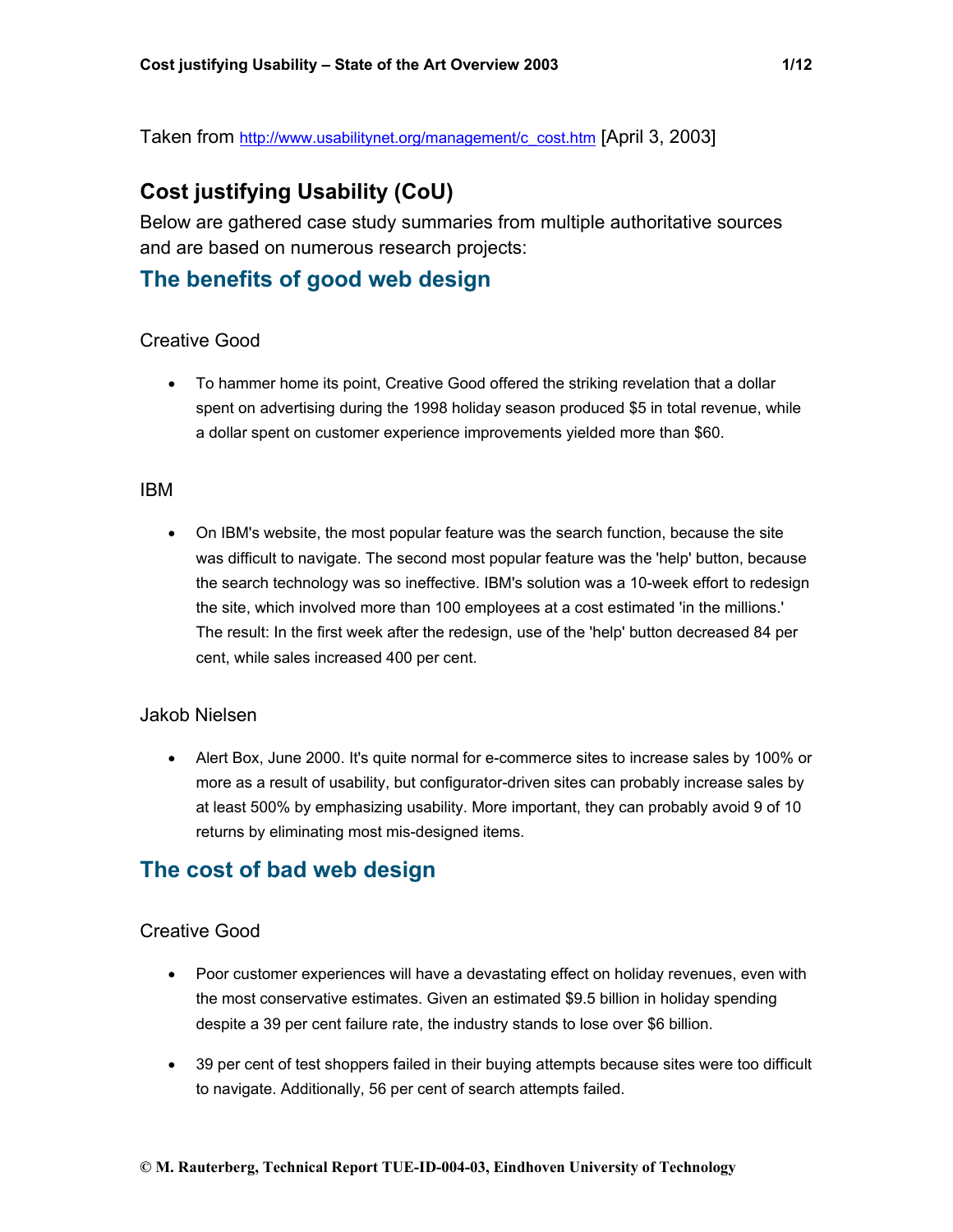Taken from http://www.usabilitynet.org/management/c_cost.htm [April 3, 2003]

# Cost justifying Usability (CoU)

Below are gathered case study summaries from multiple authoritative sources and are based on numerous research projects:

## The benefits of good web design

### Creative Good

- To hammer home its point, Creative Good offered the striking revelation that a dollar spent on advertising during the 1998 holiday season produced $5 in total revenue, while a dollar spent on customer experience improvements yielded more than $60.

### IBM

- On IBM's website, the most popular feature was the search function, because the site was difficult to navigate. The second most popular feature was the 'help' button, because the search technology was so ineffective. IBM's solution was a 10-week effort to redesign the site, which involved more than 100 employees at a cost estimated 'in the millions.' The result: In the first week after the redesign, use of the 'help' button decreased 84 per cent, while sales increased 400 per cent.

### Jakob Nielsen

- Alert Box, June 2000. It's quite normal for e-commerce sites to increase sales by 100% or more as a result of usability, but configurator-driven sites can probably increase sales by at least 500% by emphasizing usability. More important, they can probably avoid 9 of 10 returns by eliminating most mis-designed items.

## The cost of bad web design

### Creative Good

- Poor customer experiences will have a devastating effect on holiday revenues, even with the most conservative estimates. Given an estimated $9.5 billion in holiday spending despite a 39 per cent failure rate, the industry stands to lose over $6 billion.
- 39 per cent of test shoppers failed in their buying attempts because sites were too difficult to navigate. Additionally, 56 per cent of search attempts failed.

© M. Rauterberg, Technical Report TUE-ID-004-03, Eindhoven University of Technology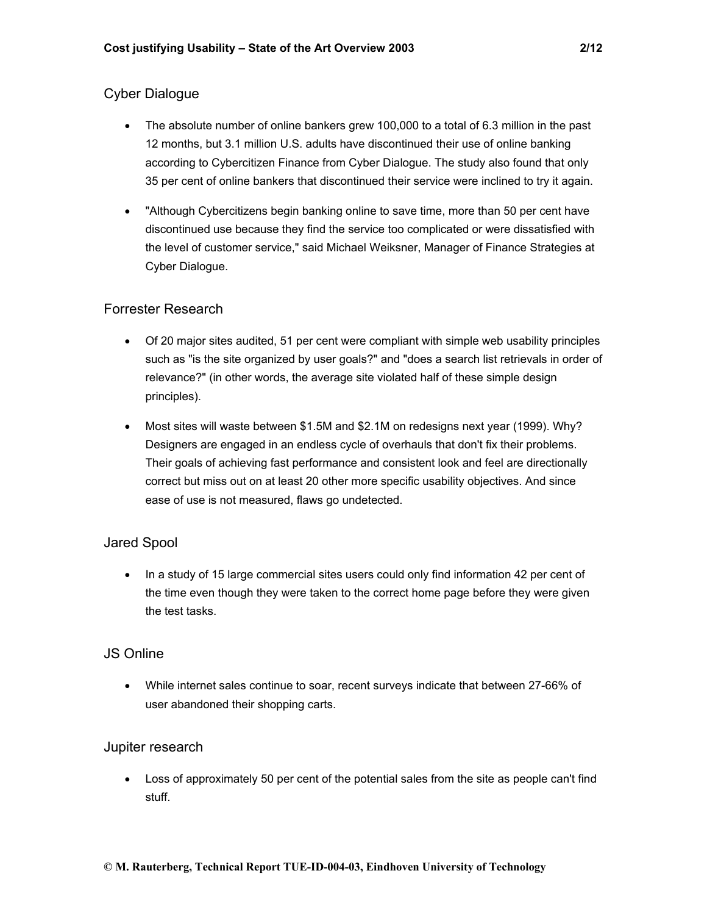### Cyber Dialogue

- The absolute number of online bankers grew 100,000 to a total of 6.3 million in the past 12 months, but 3.1 million U.S. adults have discontinued their use of online banking according to Cybercitizen Finance from Cyber Dialogue. The study also found that only 35 per cent of online bankers that discontinued their service were inclined to try it again.
- "Although Cybercitizens begin banking online to save time, more than 50 per cent have discontinued use because they find the service too complicated or were dissatisfied with the level of customer service," said Michael Weiksner, Manager of Finance Strategies at Cyber Dialogue.

### Forrester Research

- Of 20 major sites audited, 51 per cent were compliant with simple web usability principles such as "is the site organized by user goals?" and "does a search list retrievals in order of relevance?" (in other words, the average site violated half of these simple design principles).
- Most sites will waste between $1.5M and $2.1M on redesigns next year (1999). Why? Designers are engaged in an endless cycle of overhauls that don't fix their problems. Their goals of achieving fast performance and consistent look and feel are directionally correct but miss out on at least 20 other more specific usability objectives. And since ease of use is not measured, flaws go undetected.

### Jared Spool

- In a study of 15 large commercial sites users could only find information 42 per cent of the time even though they were taken to the correct home page before they were given the test tasks.

### JS Online

- While internet sales continue to soar, recent surveys indicate that between 27-66% of user abandoned their shopping carts.

### Jupiter research

- Loss of approximately 50 per cent of the potential sales from the site as people can't find stuff.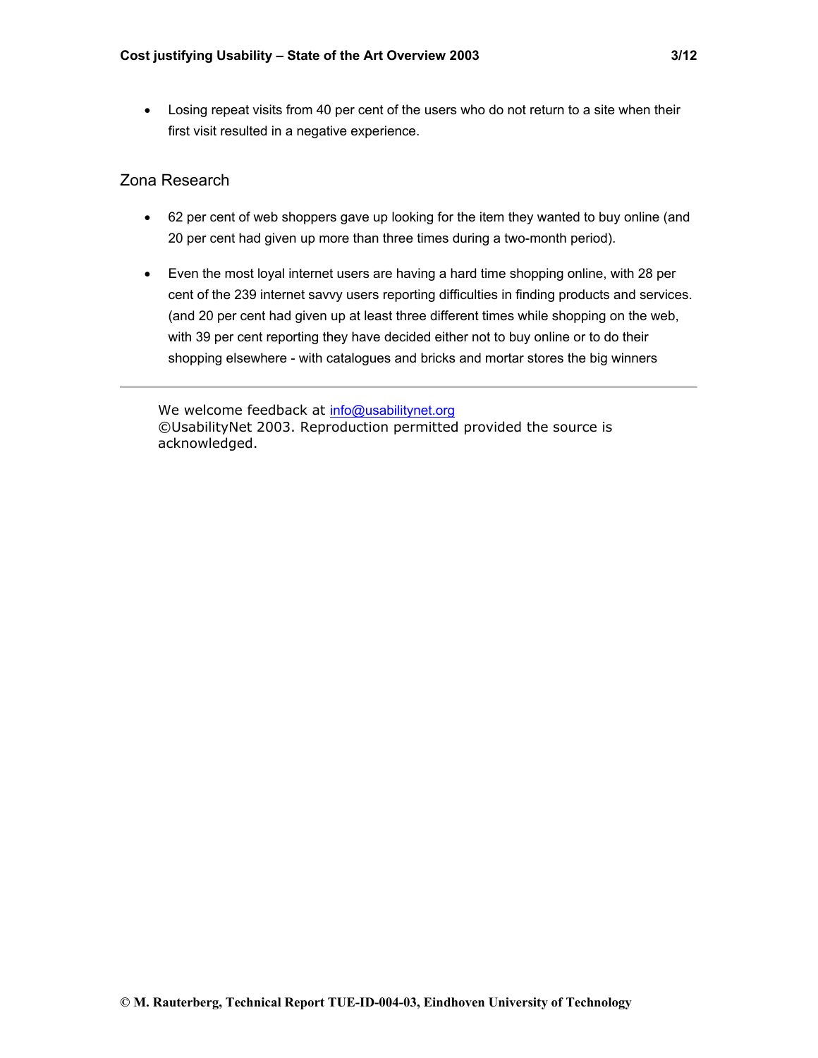- Losing repeat visits from 40 per cent of the users who do not return to a site when their first visit resulted in a negative experience.

## Zona Research

- 62 per cent of web shoppers gave up looking for the item they wanted to buy online (and 20 per cent had given up more than three times during a two-month period).
- Even the most loyal internet users are having a hard time shopping online, with 28 per cent of the 239 internet savvy users reporting difficulties in finding products and services. (and 20 per cent had given up at least three different times while shopping on the web, with 39 per cent reporting they have decided either not to buy online or to do their shopping elsewhere - with catalogues and bricks and mortar stores the big winners

---

We welcome feedback at info@usabilitynet.org
©UsabilityNet 2003. Reproduction permitted provided the source is acknowledged.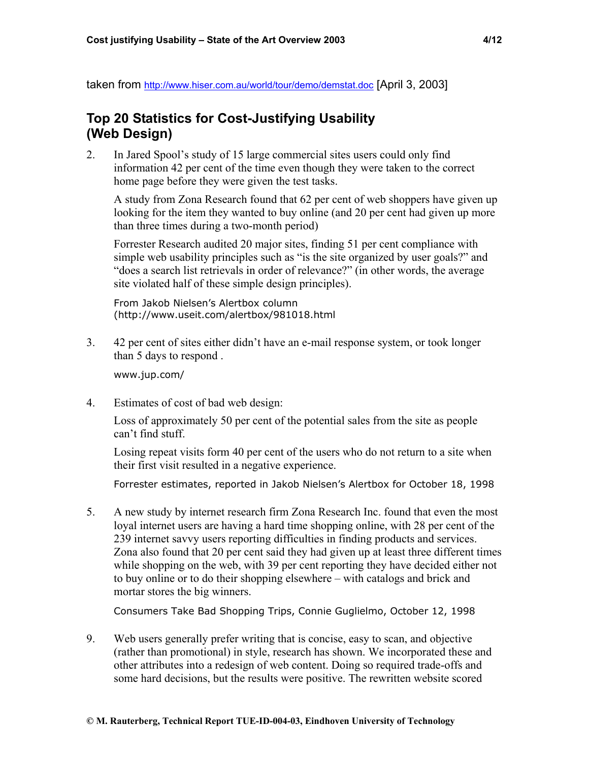taken from http://www.hiser.com.au/world/tour/demo/demstat.doc [April 3, 2003]

## Top 20 Statistics for Cost-Justifying Usability (Web Design)

2. In Jared Spool's study of 15 large commercial sites users could only find information 42 per cent of the time even though they were taken to the correct home page before they were given the test tasks.

   A study from Zona Research found that 62 per cent of web shoppers have given up looking for the item they wanted to buy online (and 20 per cent had given up more than three times during a two-month period)

   Forrester Research audited 20 major sites, finding 51 per cent compliance with simple web usability principles such as "is the site organized by user goals?" and "does a search list retrievals in order of relevance?" (in other words, the average site violated half of these simple design principles).

   From Jakob Nielsen's Alertbox column (http://www.useit.com/alertbox/981018.html

3. 42 per cent of sites either didn't have an e-mail response system, or took longer than 5 days to respond .

   www.jup.com/

4. Estimates of cost of bad web design:

   Loss of approximately 50 per cent of the potential sales from the site as people can't find stuff.

   Losing repeat visits form 40 per cent of the users who do not return to a site when their first visit resulted in a negative experience.

   Forrester estimates, reported in Jakob Nielsen's Alertbox for October 18, 1998

5. A new study by internet research firm Zona Research Inc. found that even the most loyal internet users are having a hard time shopping online, with 28 per cent of the 239 internet savvy users reporting difficulties in finding products and services. Zona also found that 20 per cent said they had given up at least three different times while shopping on the web, with 39 per cent reporting they have decided either not to buy online or to do their shopping elsewhere – with catalogs and brick and mortar stores the big winners.

   Consumers Take Bad Shopping Trips, Connie Guglielmo, October 12, 1998

9. Web users generally prefer writing that is concise, easy to scan, and objective (rather than promotional) in style, research has shown. We incorporated these and other attributes into a redesign of web content. Doing so required trade-offs and some hard decisions, but the results were positive. The rewritten website scored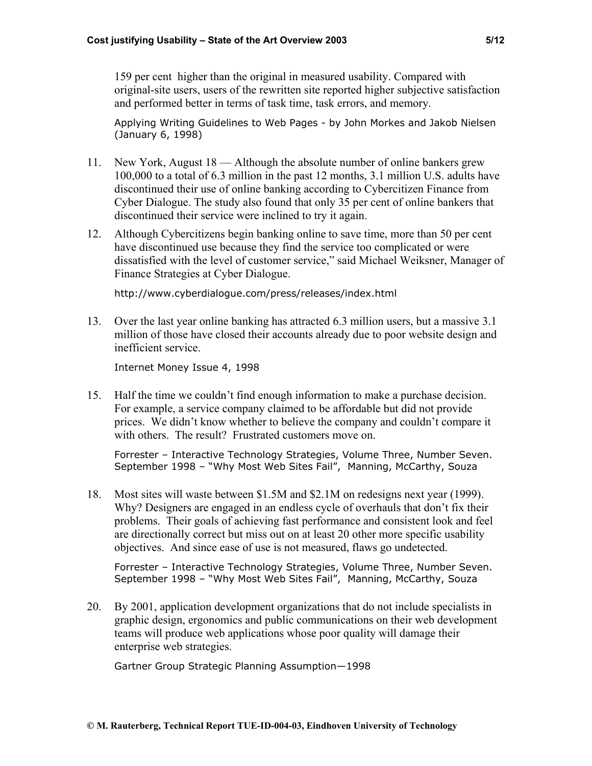159 per cent higher than the original in measured usability. Compared with original-site users, users of the rewritten site reported higher subjective satisfaction and performed better in terms of task time, task errors, and memory.

Applying Writing Guidelines to Web Pages - by John Morkes and Jakob Nielsen (January 6, 1998)

11. New York, August 18 — Although the absolute number of online bankers grew 100,000 to a total of 6.3 million in the past 12 months, 3.1 million U.S. adults have discontinued their use of online banking according to Cybercitizen Finance from Cyber Dialogue. The study also found that only 35 per cent of online bankers that discontinued their service were inclined to try it again.

12. Although Cybercitizens begin banking online to save time, more than 50 per cent have discontinued use because they find the service too complicated or were dissatisfied with the level of customer service," said Michael Weiksner, Manager of Finance Strategies at Cyber Dialogue.

    http://www.cyberdialogue.com/press/releases/index.html

13. Over the last year online banking has attracted 6.3 million users, but a massive 3.1 million of those have closed their accounts already due to poor website design and inefficient service.

    Internet Money Issue 4, 1998

15. Half the time we couldn't find enough information to make a purchase decision. For example, a service company claimed to be affordable but did not provide prices. We didn't know whether to believe the company and couldn't compare it with others. The result? Frustrated customers move on.

    Forrester – Interactive Technology Strategies, Volume Three, Number Seven. September 1998 – "Why Most Web Sites Fail", Manning, McCarthy, Souza

18. Most sites will waste between $1.5M and $2.1M on redesigns next year (1999). Why? Designers are engaged in an endless cycle of overhauls that don't fix their problems. Their goals of achieving fast performance and consistent look and feel are directionally correct but miss out on at least 20 other more specific usability objectives. And since ease of use is not measured, flaws go undetected.

    Forrester – Interactive Technology Strategies, Volume Three, Number Seven. September 1998 – "Why Most Web Sites Fail", Manning, McCarthy, Souza

20. By 2001, application development organizations that do not include specialists in graphic design, ergonomics and public communications on their web development teams will produce web applications whose poor quality will damage their enterprise web strategies.

    Gartner Group Strategic Planning Assumption—1998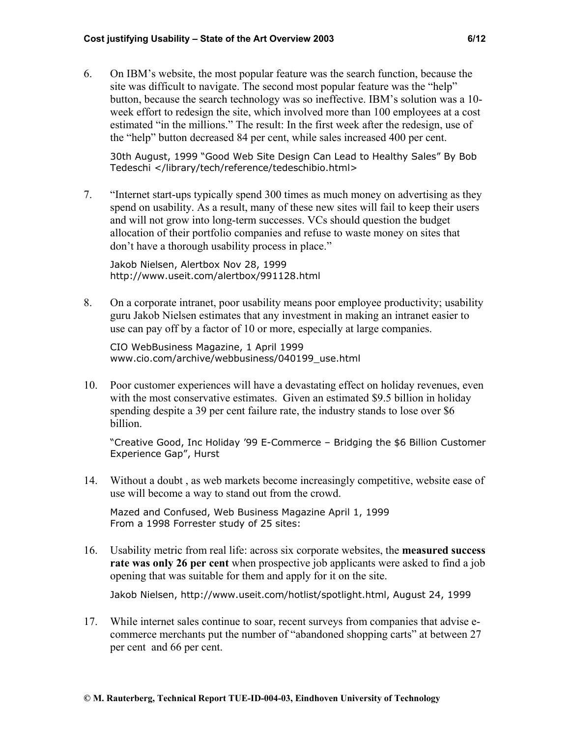6. On IBM's website, the most popular feature was the search function, because the site was difficult to navigate. The second most popular feature was the "help" button, because the search technology was so ineffective. IBM's solution was a 10-week effort to redesign the site, which involved more than 100 employees at a cost estimated "in the millions." The result: In the first week after the redesign, use of the "help" button decreased 84 per cent, while sales increased 400 per cent.

   30th August, 1999 "Good Web Site Design Can Lead to Healthy Sales" By Bob Tedeschi </library/tech/reference/tedeschibio.html>

7. "Internet start-ups typically spend 300 times as much money on advertising as they spend on usability. As a result, many of these new sites will fail to keep their users and will not grow into long-term successes. VCs should question the budget allocation of their portfolio companies and refuse to waste money on sites that don't have a thorough usability process in place."

   Jakob Nielsen, Alertbox Nov 28, 1999 http://www.useit.com/alertbox/991128.html

8. On a corporate intranet, poor usability means poor employee productivity; usability guru Jakob Nielsen estimates that any investment in making an intranet easier to use can pay off by a factor of 10 or more, especially at large companies.

   CIO WebBusiness Magazine, 1 April 1999 www.cio.com/archive/webbusiness/040199_use.html

10. Poor customer experiences will have a devastating effect on holiday revenues, even with the most conservative estimates. Given an estimated $9.5 billion in holiday spending despite a 39 per cent failure rate, the industry stands to lose over $6 billion.

    "Creative Good, Inc Holiday '99 E-Commerce – Bridging the $6 Billion Customer Experience Gap", Hurst

14. Without a doubt , as web markets become increasingly competitive, website ease of use will become a way to stand out from the crowd.

    Mazed and Confused, Web Business Magazine April 1, 1999
    From a 1998 Forrester study of 25 sites:

16. Usability metric from real life: across six corporate websites, the **measured success rate was only 26 per cent** when prospective job applicants were asked to find a job opening that was suitable for them and apply for it on the site.

    Jakob Nielsen, http://www.useit.com/hotlist/spotlight.html, August 24, 1999

17. While internet sales continue to soar, recent surveys from companies that advise e-commerce merchants put the number of "abandoned shopping carts" at between 27 per cent and 66 per cent.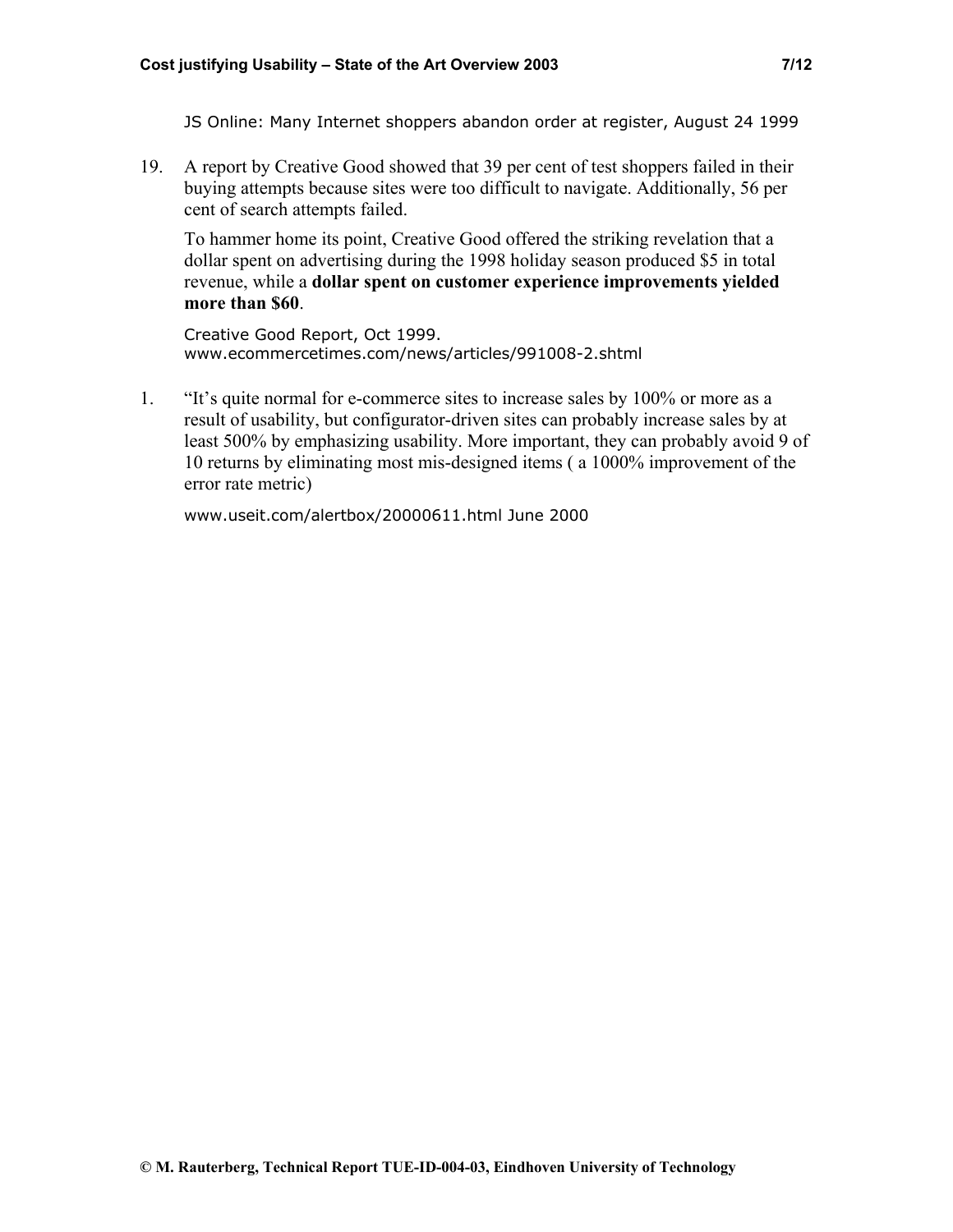JS Online: Many Internet shoppers abandon order at register, August 24 1999

19. A report by Creative Good showed that 39 per cent of test shoppers failed in their buying attempts because sites were too difficult to navigate. Additionally, 56 per cent of search attempts failed.

    To hammer home its point, Creative Good offered the striking revelation that a dollar spent on advertising during the 1998 holiday season produced $5 in total revenue, while a **dollar spent on customer experience improvements yielded more than $60**.

    Creative Good Report, Oct 1999.
    www.ecommercetimes.com/news/articles/991008-2.shtml

1. "It's quite normal for e-commerce sites to increase sales by 100% or more as a result of usability, but configurator-driven sites can probably increase sales by at least 500% by emphasizing usability. More important, they can probably avoid 9 of 10 returns by eliminating most mis-designed items ( a 1000% improvement of the error rate metric)

    www.useit.com/alertbox/20000611.html June 2000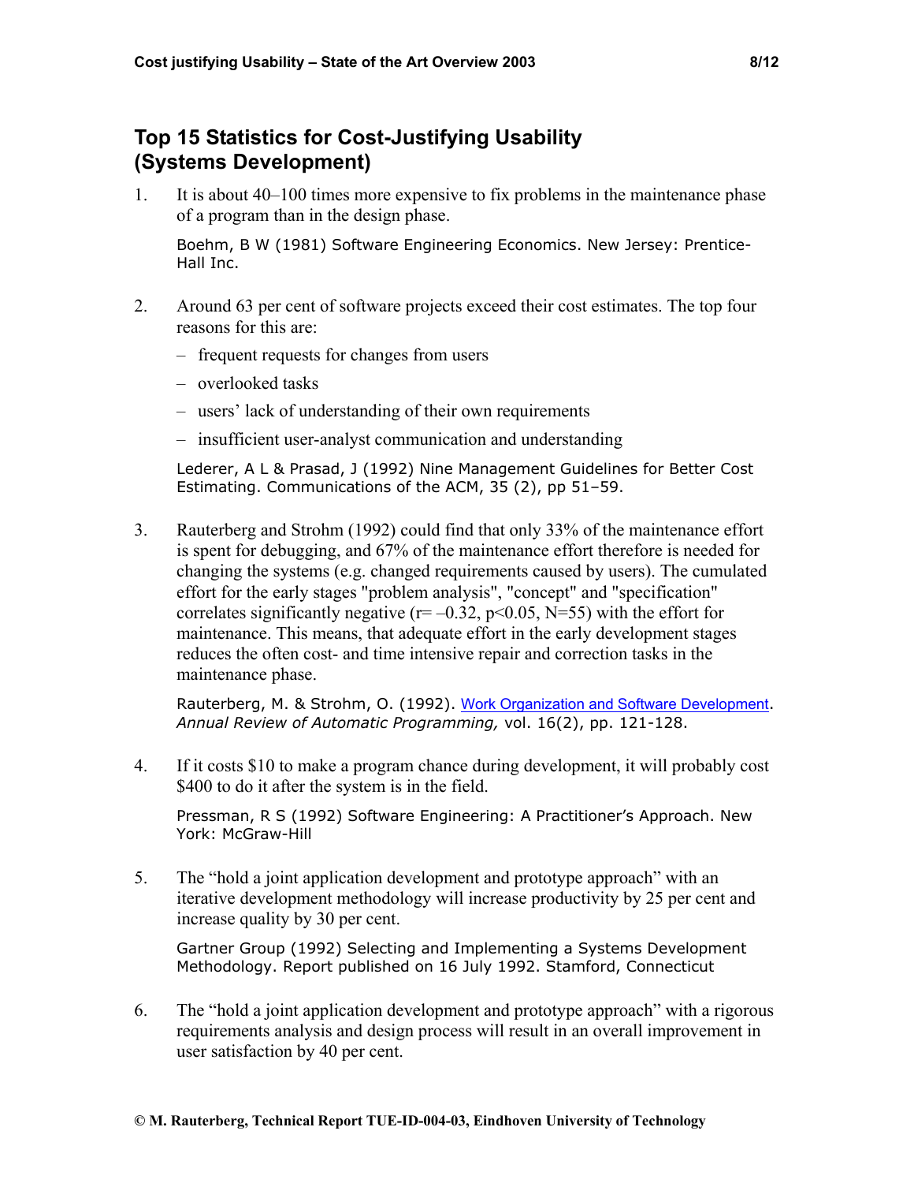## Top 15 Statistics for Cost-Justifying Usability (Systems Development)

1. It is about 40–100 times more expensive to fix problems in the maintenance phase of a program than in the design phase.

   Boehm, B W (1981) Software Engineering Economics. New Jersey: Prentice-Hall Inc.

2. Around 63 per cent of software projects exceed their cost estimates. The top four reasons for this are:

   – frequent requests for changes from users

   – overlooked tasks

   – users' lack of understanding of their own requirements

   – insufficient user-analyst communication and understanding

   Lederer, A L & Prasad, J (1992) Nine Management Guidelines for Better Cost Estimating. Communications of the ACM, 35 (2), pp 51–59.

3. Rauterberg and Strohm (1992) could find that only 33% of the maintenance effort is spent for debugging, and 67% of the maintenance effort therefore is needed for changing the systems (e.g. changed requirements caused by users). The cumulated effort for the early stages "problem analysis", "concept" and "specification" correlates significantly negative ($r = -0.32$, $p < 0.05$, $N = 55$) with the effort for maintenance. This means, that adequate effort in the early development stages reduces the often cost- and time intensive repair and correction tasks in the maintenance phase.

   Rauterberg, M. & Strohm, O. (1992). Work Organization and Software Development. *Annual Review of Automatic Programming,* vol. 16(2), pp. 121-128.

4. If it costs $10 to make a program chance during development, it will probably cost $400 to do it after the system is in the field.

   Pressman, R S (1992) Software Engineering: A Practitioner's Approach. New York: McGraw-Hill

5. The "hold a joint application development and prototype approach" with an iterative development methodology will increase productivity by 25 per cent and increase quality by 30 per cent.

   Gartner Group (1992) Selecting and Implementing a Systems Development Methodology. Report published on 16 July 1992. Stamford, Connecticut

6. The "hold a joint application development and prototype approach" with a rigorous requirements analysis and design process will result in an overall improvement in user satisfaction by 40 per cent.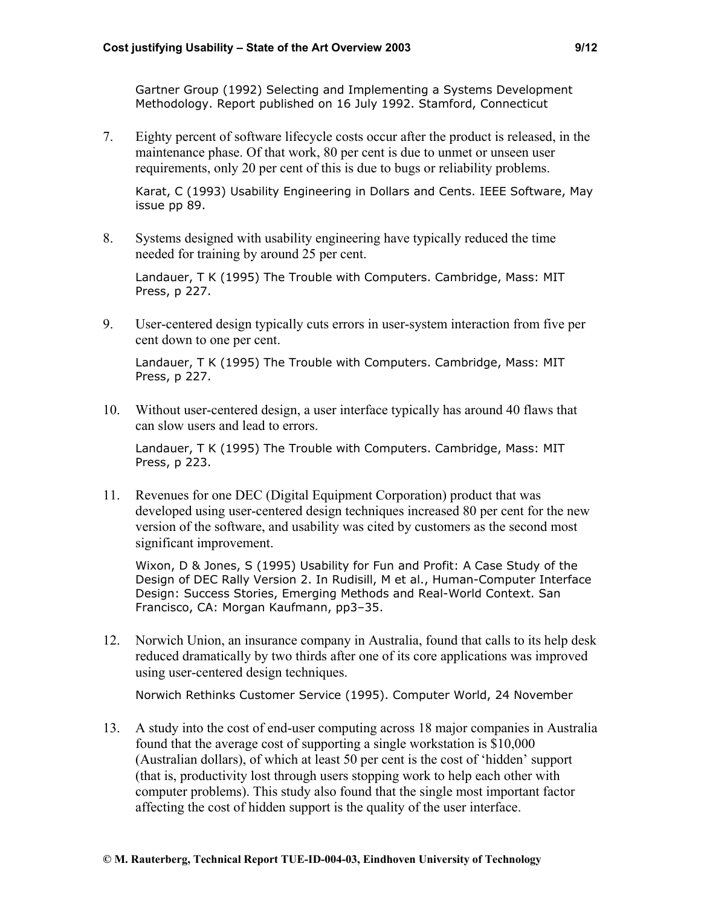Gartner Group (1992) Selecting and Implementing a Systems Development Methodology. Report published on 16 July 1992. Stamford, Connecticut

7. Eighty percent of software lifecycle costs occur after the product is released, in the maintenance phase. Of that work, 80 per cent is due to unmet or unseen user requirements, only 20 per cent of this is due to bugs or reliability problems.

   Karat, C (1993) Usability Engineering in Dollars and Cents. IEEE Software, May issue pp 89.

8. Systems designed with usability engineering have typically reduced the time needed for training by around 25 per cent.

   Landauer, T K (1995) The Trouble with Computers. Cambridge, Mass: MIT Press, p 227.

9. User-centered design typically cuts errors in user-system interaction from five per cent down to one per cent.

   Landauer, T K (1995) The Trouble with Computers. Cambridge, Mass: MIT Press, p 227.

10. Without user-centered design, a user interface typically has around 40 flaws that can slow users and lead to errors.

    Landauer, T K (1995) The Trouble with Computers. Cambridge, Mass: MIT Press, p 223.

11. Revenues for one DEC (Digital Equipment Corporation) product that was developed using user-centered design techniques increased 80 per cent for the new version of the software, and usability was cited by customers as the second most significant improvement.

    Wixon, D & Jones, S (1995) Usability for Fun and Profit: A Case Study of the Design of DEC Rally Version 2. In Rudisill, M et al., Human-Computer Interface Design: Success Stories, Emerging Methods and Real-World Context. San Francisco, CA: Morgan Kaufmann, pp3–35.

12. Norwich Union, an insurance company in Australia, found that calls to its help desk reduced dramatically by two thirds after one of its core applications was improved using user-centered design techniques.

    Norwich Rethinks Customer Service (1995). Computer World, 24 November

13. A study into the cost of end-user computing across 18 major companies in Australia found that the average cost of supporting a single workstation is $10,000 (Australian dollars), of which at least 50 per cent is the cost of 'hidden' support (that is, productivity lost through users stopping work to help each other with computer problems). This study also found that the single most important factor affecting the cost of hidden support is the quality of the user interface.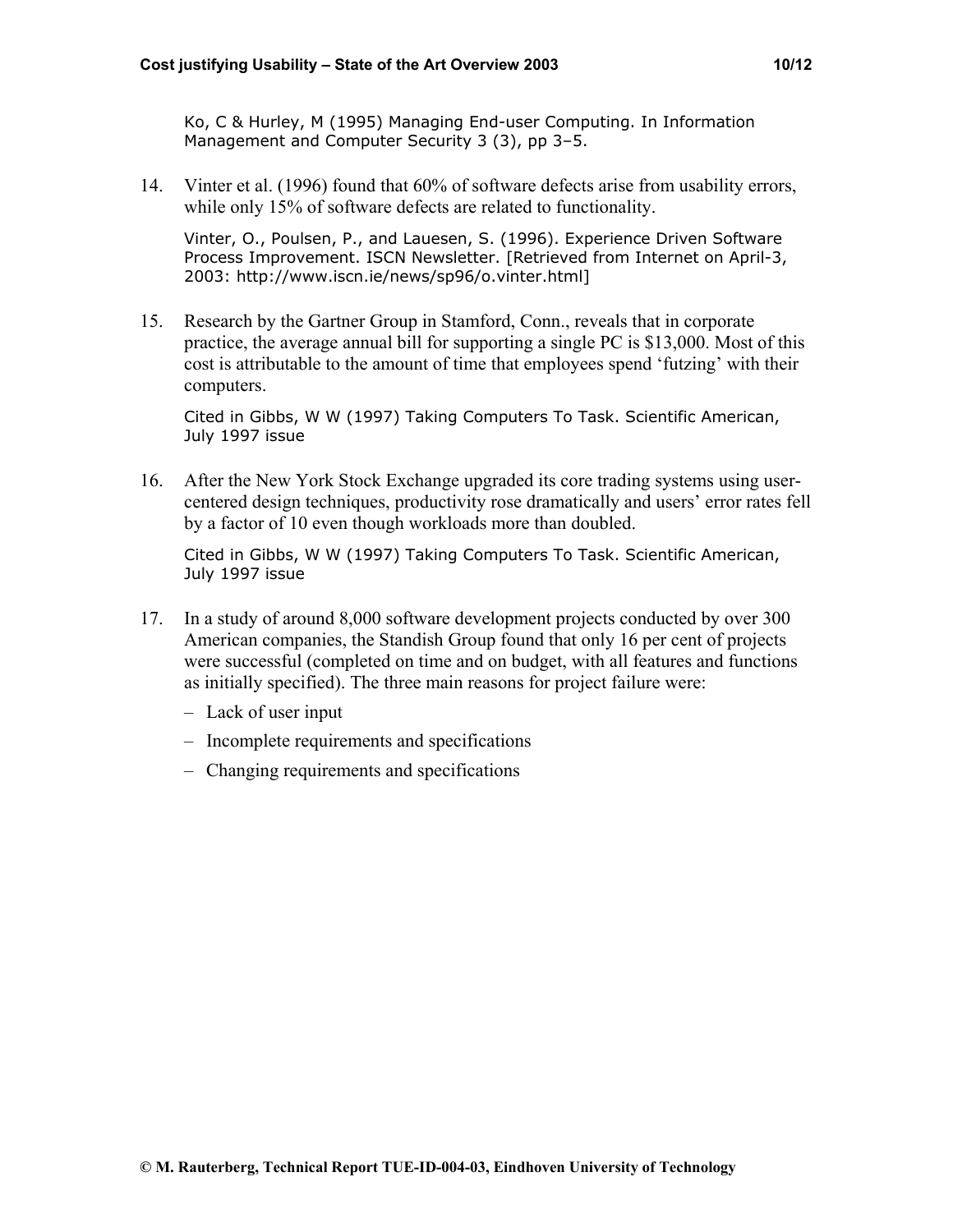Ko, C & Hurley, M (1995) Managing End-user Computing. In Information Management and Computer Security 3 (3), pp 3–5.

14. Vinter et al. (1996) found that 60% of software defects arise from usability errors, while only 15% of software defects are related to functionality.

    Vinter, O., Poulsen, P., and Lauesen, S. (1996). Experience Driven Software Process Improvement. ISCN Newsletter. [Retrieved from Internet on April-3, 2003: http://www.iscn.ie/news/sp96/o.vinter.html]

15. Research by the Gartner Group in Stamford, Conn., reveals that in corporate practice, the average annual bill for supporting a single PC is $13,000. Most of this cost is attributable to the amount of time that employees spend 'futzing' with their computers.

    Cited in Gibbs, W W (1997) Taking Computers To Task. Scientific American, July 1997 issue

16. After the New York Stock Exchange upgraded its core trading systems using user-centered design techniques, productivity rose dramatically and users' error rates fell by a factor of 10 even though workloads more than doubled.

    Cited in Gibbs, W W (1997) Taking Computers To Task. Scientific American, July 1997 issue

17. In a study of around 8,000 software development projects conducted by over 300 American companies, the Standish Group found that only 16 per cent of projects were successful (completed on time and on budget, with all features and functions as initially specified). The three main reasons for project failure were:

    – Lack of user input

    – Incomplete requirements and specifications

    – Changing requirements and specifications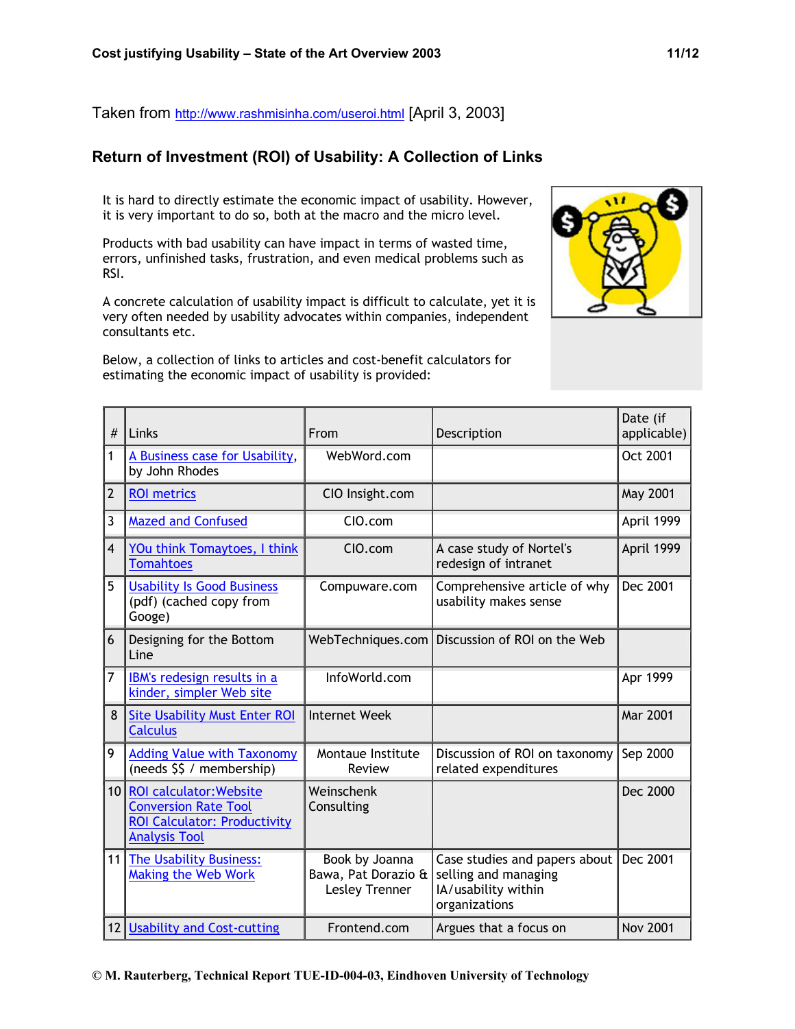Taken from http://www.rashmisinha.com/useroi.html [April 3, 2003]

## Return of Investment (ROI) of Usability: A Collection of Links

It is hard to directly estimate the economic impact of usability. However, it is very important to do so, both at the macro and the micro level.

Products with bad usability can have impact in terms of wasted time, errors, unfinished tasks, frustration, and even medical problems such as RSI.

A concrete calculation of usability impact is difficult to calculate, yet it is very often needed by usability advocates within companies, independent consultants etc.

Below, a collection of links to articles and cost-benefit calculators for estimating the economic impact of usability is provided:

| # | Links | From | Description | Date (if applicable) |
|---|---|---|---|---|
| 1 | A Business case for Usability, by John Rhodes | WebWord.com | | Oct 2001 |
| 2 | ROI metrics | CIO Insight.com | | May 2001 |
| 3 | Mazed and Confused | CIO.com | | April 1999 |
| 4 | YOu think Tomaytoes, I think Tomahtoes | CIO.com | A case study of Nortel's redesign of intranet | April 1999 |
| 5 | Usability Is Good Business (pdf) (cached copy from Googe) | Compuware.com | Comprehensive article of why usability makes sense | Dec 2001 |
| 6 | Designing for the Bottom Line | WebTechniques.com | Discussion of ROI on the Web | |
| 7 | IBM's redesign results in a kinder, simpler Web site | InfoWorld.com | | Apr 1999 |
| 8 | Site Usability Must Enter ROI Calculus | Internet Week | | Mar 2001 |
| 9 | Adding Value with Taxonomy (needs $$ / membership) | Montaue Institute Review | Discussion of ROI on taxonomy related expenditures | Sep 2000 |
| 10 | ROI calculator:Website Conversion Rate Tool ROI Calculator: Productivity Analysis Tool | Weinschenk Consulting | | Dec 2000 |
| 11 | The Usability Business: Making the Web Work | Book by Joanna Bawa, Pat Dorazio & Lesley Trenner | Case studies and papers about selling and managing IA/usability within organizations | Dec 2001 |
| 12 | Usability and Cost-cutting | Frontend.com | Argues that a focus on | Nov 2001 |

© M. Rauterberg, Technical Report TUE-ID-004-03, Eindhoven University of Technology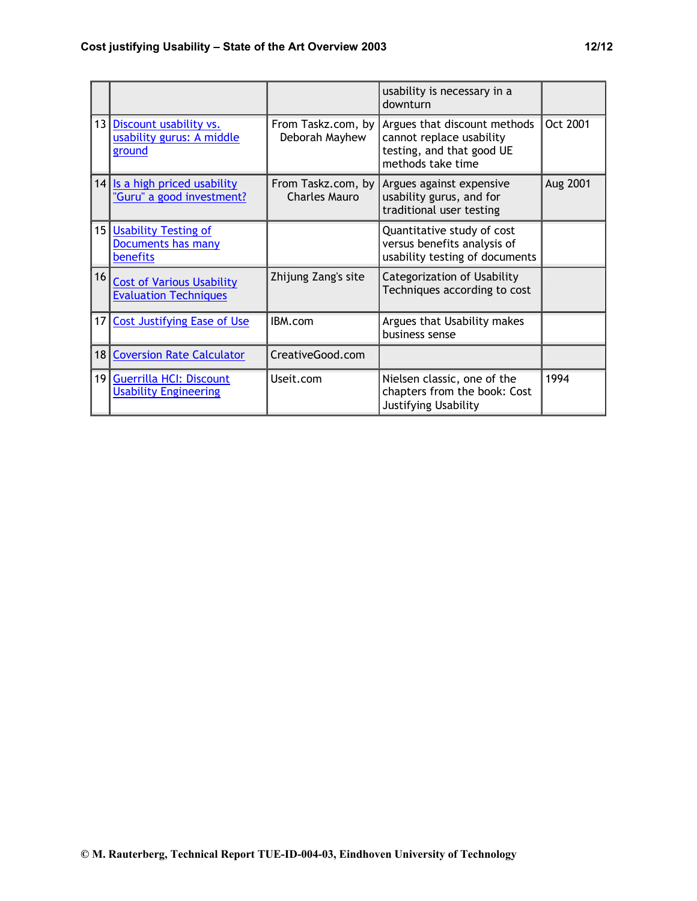| | | | | |
|---|---|---|---|---|
| | | | usability is necessary in a downturn | |
| 13 | Discount usability vs. usability gurus: A middle ground | From Taskz.com, by Deborah Mayhew | Argues that discount methods cannot replace usability testing, and that good UE methods take time | Oct 2001 |
| 14 | Is a high priced usability "Guru" a good investment? | From Taskz.com, by Charles Mauro | Argues against expensive usability gurus, and for traditional user testing | Aug 2001 |
| 15 | Usability Testing of Documents has many benefits | | Quantitative study of cost versus benefits analysis of usability testing of documents | |
| 16 | Cost of Various Usability Evaluation Techniques | Zhijung Zang's site | Categorization of Usability Techniques according to cost | |
| 17 | Cost Justifying Ease of Use | IBM.com | Argues that Usability makes business sense | |
| 18 | Coversion Rate Calculator | CreativeGood.com | | |
| 19 | Guerrilla HCI: Discount Usability Engineering | Useit.com | Nielsen classic, one of the chapters from the book: Cost Justifying Usability | 1994 |

© M. Rauterberg, Technical Report TUE-ID-004-03, Eindhoven University of Technology